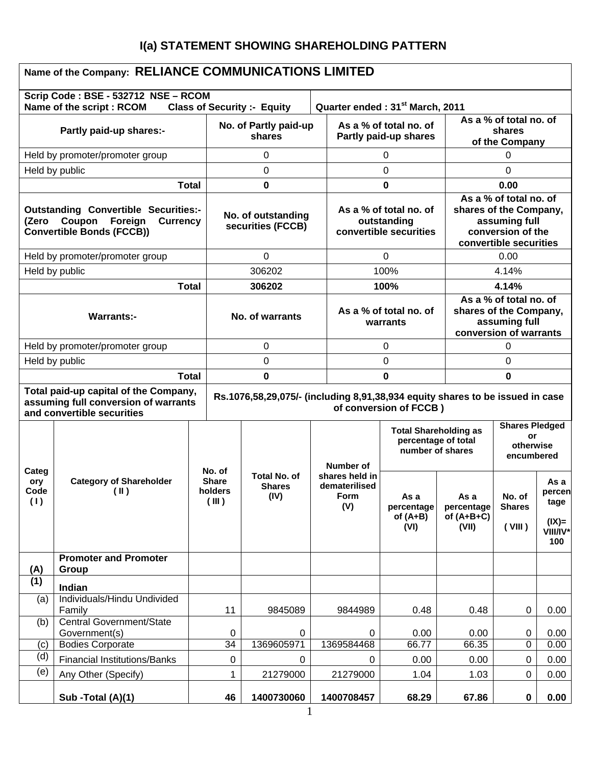# I(a) STATEMENT SHOWING SHAREHOLDING PATTERN

**Name of the Company: RELIANCE COMMUNICATIONS LIMITED**

| Scrip Code : BSE - 532712 NSE – RCOM<br>Name of the script : RCOM Class of Security :- Equity | | Quarter ended : 31st March, 2011 | |
|---|---|---|---|
| **Partly paid-up shares:-** | **No. of Partly paid-up shares** | **As a % of total no. of Partly paid-up shares** | **As a % of total no. of shares of the Company** |
| Held by promoter/promoter group | 0 | 0 | 0 |
| Held by public | 0 | 0 | 0 |
| **Total** | **0** | **0** | **0.00** |
| **Outstanding Convertible Securities:- (Zero Coupon Foreign Currency Convertible Bonds (FCCB))** | **No. of outstanding securities (FCCB)** | **As a % of total no. of outstanding convertible securities** | **As a % of total no. of shares of the Company, assuming full conversion of the convertible securities** |
| Held by promoter/promoter group | 0 | 0 | 0.00 |
| Held by public | 306202 | 100% | 4.14% |
| **Total** | **306202** | **100%** | **4.14%** |
| **Warrants:-** | **No. of warrants** | **As a % of total no. of warrants** | **As a % of total no. of shares of the Company, assuming full conversion of warrants** |
| Held by promoter/promoter group | 0 | 0 | 0 |
| Held by public | 0 | 0 | 0 |
| **Total** | **0** | **0** | **0** |
| **Total paid-up capital of the Company, assuming full conversion of warrants and convertible securities** | **Rs.1076,58,29,075/- (including 8,91,38,934 equity shares to be issued in case of conversion of FCCB )** | | |

| Category Code (I) | Category of Shareholder (II) | No. of Share holders (III) | Total No. of Shares (IV) | Number of shares held in dematerilised Form (V) | Total Shareholding as percentage of total number of shares | | Shares Pledged or otherwise encumbered | |
|---|---|---|---|---|---|---|---|---|
| | | | | | As a percentage of (A+B) (VI) | As a percentage of (A+B+C) (VII) | No. of Shares (VIII) | As a percentage (IX)= VIII/IV*100 |
| **(A)** | **Promoter and Promoter Group** | | | | | | | |
| **(1)** | **Indian** | | | | | | | |
| (a) | Individuals/Hindu Undivided Family | 11 | 9845089 | 9844989 | 0.48 | 0.48 | 0 | 0.00 |
| (b) | Central Government/State Government(s) | 0 | 0 | 0 | 0.00 | 0.00 | 0 | 0.00 |
| (c) | Bodies Corporate | 34 | 1369605971 | 1369584468 | 66.77 | 66.35 | 0 | 0.00 |
| (d) | Financial Institutions/Banks | 0 | 0 | 0 | 0.00 | 0.00 | 0 | 0.00 |
| (e) | Any Other (Specify) | 1 | 21279000 | 21279000 | 1.04 | 1.03 | 0 | 0.00 |
| | **Sub -Total (A)(1)** | **46** | **1400730060** | **1400708457** | **68.29** | **67.86** | **0** | **0.00** |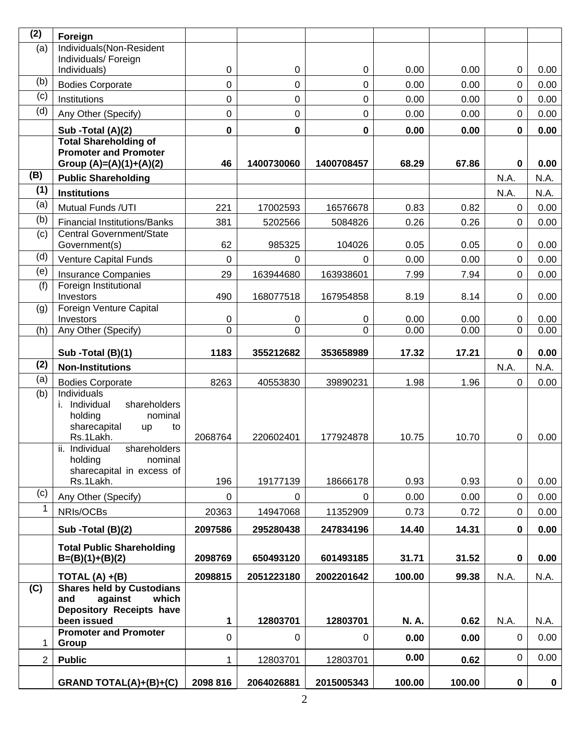| (2) | Foreign | | | | | | | |
|---|---|---|---|---|---|---|---|---|
| (a) | Individuals(Non-Resident Individuals/ Foreign Individuals) | 0 | 0 | 0 | 0.00 | 0.00 | 0 | 0.00 |
| (b) | Bodies Corporate | 0 | 0 | 0 | 0.00 | 0.00 | 0 | 0.00 |
| (c) | Institutions | 0 | 0 | 0 | 0.00 | 0.00 | 0 | 0.00 |
| (d) | Any Other (Specify) | 0 | 0 | 0 | 0.00 | 0.00 | 0 | 0.00 |
| | **Sub -Total (A)(2)** | **0** | **0** | **0** | **0.00** | **0.00** | **0** | **0.00** |
| | **Total Shareholding of Promoter and Promoter Group (A)=(A)(1)+(A)(2)** | **46** | **1400730060** | **1400708457** | **68.29** | **67.86** | **0** | **0.00** |
| **(B)** | **Public Shareholding** | | | | | | N.A. | N.A. |
| **(1)** | **Institutions** | | | | | | N.A. | N.A. |
| (a) | Mutual Funds /UTI | 221 | 17002593 | 16576678 | 0.83 | 0.82 | 0 | 0.00 |
| (b) | Financial Institutions/Banks | 381 | 5202566 | 5084826 | 0.26 | 0.26 | 0 | 0.00 |
| (c) | Central Government/State Government(s) | 62 | 985325 | 104026 | 0.05 | 0.05 | 0 | 0.00 |
| (d) | Venture Capital Funds | 0 | 0 | 0 | 0.00 | 0.00 | 0 | 0.00 |
| (e) | Insurance Companies | 29 | 163944680 | 163938601 | 7.99 | 7.94 | 0 | 0.00 |
| (f) | Foreign Institutional Investors | 490 | 168077518 | 167954858 | 8.19 | 8.14 | 0 | 0.00 |
| (g) | Foreign Venture Capital Investors | 0 | 0 | 0 | 0.00 | 0.00 | 0 | 0.00 |
| (h) | Any Other (Specify) | 0 | 0 | 0 | 0.00 | 0.00 | 0 | 0.00 |
| | **Sub -Total (B)(1)** | **1183** | **355212682** | **353658989** | **17.32** | **17.21** | **0** | **0.00** |
| **(2)** | **Non-Institutions** | | | | | | N.A. | N.A. |
| (a) | Bodies Corporate | 8263 | 40553830 | 39890231 | 1.98 | 1.96 | 0 | 0.00 |
| (b) | Individuals<br>i. Individual shareholders holding nominal sharecapital up to Rs.1Lakh. | 2068764 | 220602401 | 177924878 | 10.75 | 10.70 | 0 | 0.00 |
| | ii. Individual shareholders holding nominal sharecapital in excess of Rs.1Lakh. | 196 | 19177139 | 18666178 | 0.93 | 0.93 | 0 | 0.00 |
| (c) | Any Other (Specify) | 0 | 0 | 0 | 0.00 | 0.00 | 0 | 0.00 |
| 1 | NRIs/OCBs | 20363 | 14947068 | 11352909 | 0.73 | 0.72 | 0 | 0.00 |
| | **Sub -Total (B)(2)** | **2097586** | **295280438** | **247834196** | **14.40** | **14.31** | **0** | **0.00** |
| | **Total Public Shareholding B=(B)(1)+(B)(2)** | **2098769** | **650493120** | **601493185** | **31.71** | **31.52** | **0** | **0.00** |
| | **TOTAL (A) +(B)** | **2098815** | **2051223180** | **2002201642** | **100.00** | **99.38** | N.A. | N.A. |
| **(C)** | **Shares held by Custodians and against which Depository Receipts have been issued** | **1** | **12803701** | **12803701** | **N. A.** | **0.62** | N.A. | N.A. |
| 1 | **Promoter and Promoter Group** | 0 | 0 | 0 | **0.00** | **0.00** | 0 | 0.00 |
| 2 | **Public** | 1 | 12803701 | 12803701 | **0.00** | **0.62** | 0 | 0.00 |
| | **GRAND TOTAL(A)+(B)+(C)** | **2098 816** | **2064026881** | **2015005343** | **100.00** | **100.00** | **0** | **0** |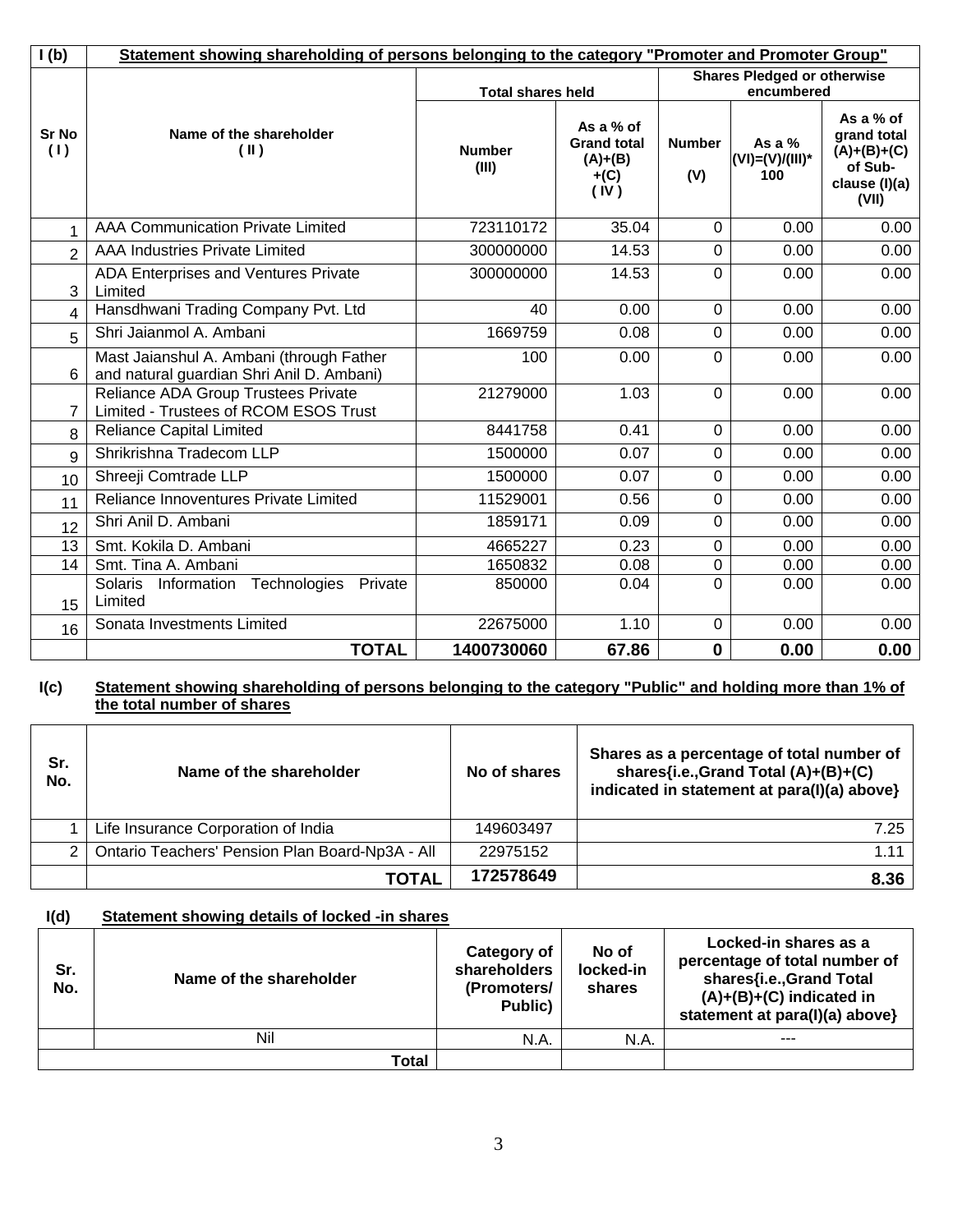| I (b) | Statement showing shareholding of persons belonging to the category "Promoter and Promoter Group" | | | | | |
|---|---|---|---|---|---|---|
| Sr No ( I ) | Name of the shareholder ( II ) | Total shares held | | Shares Pledged or otherwise encumbered | | |
| | | Number (III) | As a % of Grand total (A)+(B) +(C) ( IV ) | Number (V) | As a % (VI)=(V)/(III)* 100 | As a % of grand total (A)+(B)+(C) of Sub-clause (I)(a) (VII) |
| 1 | AAA Communication Private Limited | 723110172 | 35.04 | 0 | 0.00 | 0.00 |
| 2 | AAA Industries Private Limited | 300000000 | 14.53 | 0 | 0.00 | 0.00 |
| 3 | ADA Enterprises and Ventures Private Limited | 300000000 | 14.53 | 0 | 0.00 | 0.00 |
| 4 | Hansdhwani Trading Company Pvt. Ltd | 40 | 0.00 | 0 | 0.00 | 0.00 |
| 5 | Shri Jaianmol A. Ambani | 1669759 | 0.08 | 0 | 0.00 | 0.00 |
| 6 | Mast Jaianshul A. Ambani (through Father and natural guardian Shri Anil D. Ambani) | 100 | 0.00 | 0 | 0.00 | 0.00 |
| 7 | Reliance ADA Group Trustees Private Limited - Trustees of RCOM ESOS Trust | 21279000 | 1.03 | 0 | 0.00 | 0.00 |
| 8 | Reliance Capital Limited | 8441758 | 0.41 | 0 | 0.00 | 0.00 |
| 9 | Shrikrishna Tradecom LLP | 1500000 | 0.07 | 0 | 0.00 | 0.00 |
| 10 | Shreeji Comtrade LLP | 1500000 | 0.07 | 0 | 0.00 | 0.00 |
| 11 | Reliance Innoventures Private Limited | 11529001 | 0.56 | 0 | 0.00 | 0.00 |
| 12 | Shri Anil D. Ambani | 1859171 | 0.09 | 0 | 0.00 | 0.00 |
| 13 | Smt. Kokila D. Ambani | 4665227 | 0.23 | 0 | 0.00 | 0.00 |
| 14 | Smt. Tina A. Ambani | 1650832 | 0.08 | 0 | 0.00 | 0.00 |
| 15 | Solaris Information Technologies Private Limited | 850000 | 0.04 | 0 | 0.00 | 0.00 |
| 16 | Sonata Investments Limited | 22675000 | 1.10 | 0 | 0.00 | 0.00 |
| | **TOTAL** | **1400730060** | **67.86** | **0** | **0.00** | **0.00** |

**I(c) Statement showing shareholding of persons belonging to the category "Public" and holding more than 1% of the total number of shares**

| Sr. No. | Name of the shareholder | No of shares | Shares as a percentage of total number of shares{i.e.,Grand Total (A)+(B)+(C) indicated in statement at para(I)(a) above} |
|---|---|---|---|
| 1 | Life Insurance Corporation of India | 149603497 | 7.25 |
| 2 | Ontario Teachers' Pension Plan Board-Np3A - All | 22975152 | 1.11 |
| | **TOTAL** | **172578649** | **8.36** |

**I(d) Statement showing details of locked -in shares**

| Sr. No. | Name of the shareholder | Category of shareholders (Promoters/ Public) | No of locked-in shares | Locked-in shares as a percentage of total number of shares{i.e.,Grand Total (A)+(B)+(C) indicated in statement at para(I)(a) above} |
|---|---|---|---|---|
| | Nil | N.A. | N.A. | --- |
| | **Total** | | | |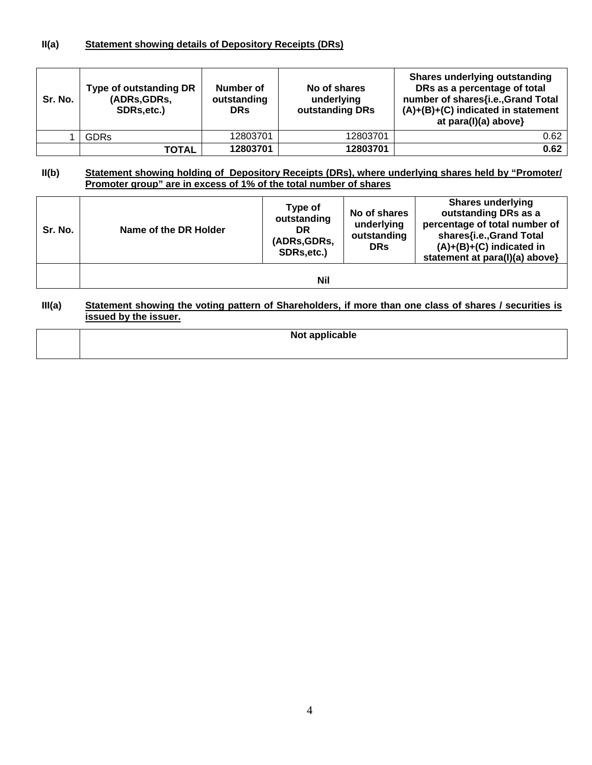**II(a)** **Statement showing details of Depository Receipts (DRs)**

| Sr. No. | Type of outstanding DR (ADRs,GDRs, SDRs,etc.) | Number of outstanding DRs | No of shares underlying outstanding DRs | Shares underlying outstanding DRs as a percentage of total number of shares{i.e.,Grand Total (A)+(B)+(C) indicated in statement at para(I)(a) above} |
|---|---|---|---|---|
| 1 | GDRs | 12803701 | 12803701 | 0.62 |
| | **TOTAL** | **12803701** | **12803701** | **0.62** |

**II(b)** **Statement showing holding of Depository Receipts (DRs), where underlying shares held by "Promoter/ Promoter group" are in excess of 1% of the total number of shares**

| Sr. No. | Name of the DR Holder | Type of outstanding DR (ADRs,GDRs, SDRs,etc.) | No of shares underlying outstanding DRs | Shares underlying outstanding DRs as a percentage of total number of shares{i.e.,Grand Total (A)+(B)+(C) indicated in statement at para(I)(a) above} |
|---|---|---|---|---|
| | **Nil** | | | |

**III(a)** **Statement showing the voting pattern of Shareholders, if more than one class of shares / securities is issued by the issuer.**

| | |
|---|---|
| | **Not applicable** |